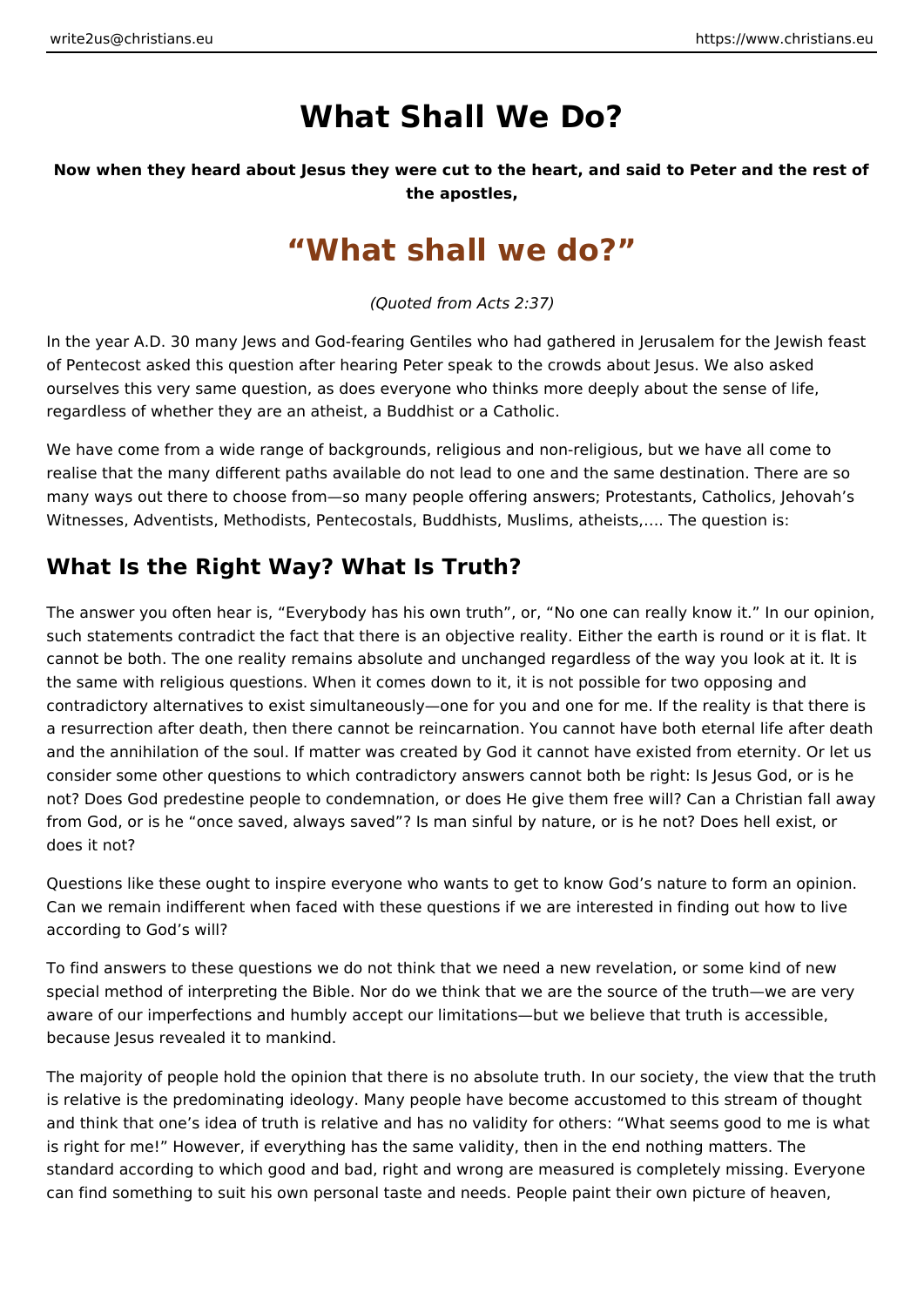# What Shall We Do?

**Now when they heard about Jesus they were cut to the heart, and said to Peter and the rest of the apostles,**

## “What shall we do?”

*(Quoted from Acts 2:37)*

In the year A.D. 30 many Jews and God-fearing Gentiles who had gathered in Jerusalem for the Jewish feast of Pentecost asked this question after hearing Peter speak to the crowds about Jesus. We also asked ourselves this very same question, as does everyone who thinks more deeply about the sense of life, regardless of whether they are an atheist, a Buddhist or a Catholic.

We have come from a wide range of backgrounds, religious and non-religious, but we have all come to realise that the many different paths available do not lead to one and the same destination. There are so many ways out there to choose from—so many people offering answers; Protestants, Catholics, Jehovah’s Witnesses, Adventists, Methodists, Pentecostals, Buddhists, Muslims, atheists,…. The question is:

## What Is the Right Way? What Is Truth?

The answer you often hear is, “Everybody has his own truth”, or, “No one can really know it.” In our opinion, such statements contradict the fact that there is an objective reality. Either the earth is round or it is flat. It cannot be both. The one reality remains absolute and unchanged regardless of the way you look at it. It is the same with religious questions. When it comes down to it, it is not possible for two opposing and contradictory alternatives to exist simultaneously—one for you and one for me. If the reality is that there is a resurrection after death, then there cannot be reincarnation. You cannot have both eternal life after death and the annihilation of the soul. If matter was created by God it cannot have existed from eternity. Or let us consider some other questions to which contradictory answers cannot both be right: Is Jesus God, or is he not? Does God predestine people to condemnation, or does He give them free will? Can a Christian fall away from God, or is he “once saved, always saved”? Is man sinful by nature, or is he not? Does hell exist, or does it not?

Questions like these ought to inspire everyone who wants to get to know God’s nature to form an opinion. Can we remain indifferent when faced with these questions if we are interested in finding out how to live according to God’s will?

To find answers to these questions we do not think that we need a new revelation, or some kind of new special method of interpreting the Bible. Nor do we think that we are the source of the truth—we are very aware of our imperfections and humbly accept our limitations—but we believe that truth is accessible, because Jesus revealed it to mankind.

The majority of people hold the opinion that there is no absolute truth. In our society, the view that the truth is relative is the predominating ideology. Many people have become accustomed to this stream of thought and think that one’s idea of truth is relative and has no validity for others: “What seems good to me is what is right for me!” However, if everything has the same validity, then in the end nothing matters. The standard according to which good and bad, right and wrong are measured is completely missing. Everyone can find something to suit his own personal taste and needs. People paint their own picture of heaven,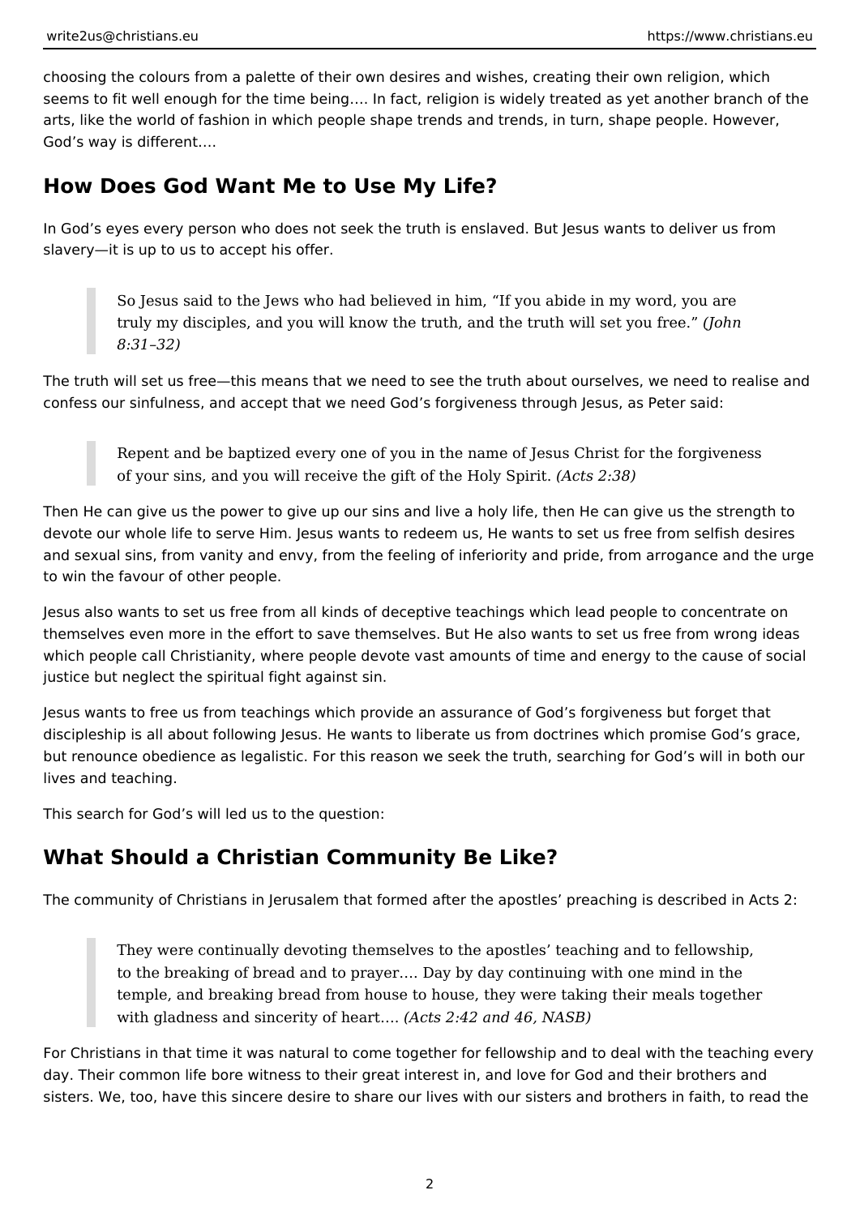choosing the colours from a palette of their own desires and wishes, creating their own religion, which seems to fit well enough for the time being…. In fact, religion is widely treated as yet another branch of the arts, like the world of fashion in which people shape trends and trends, in turn, shape people. However, God's way is different….

## How Does God Want Me to Use My Life?

In God's eyes every person who does not seek the truth is enslaved. But Jesus wants to deliver us from slavery—it is up to us to accept his offer.

> So Jesus said to the Jews who had believed in him, "If you abide in my word, you are truly my disciples, and you will know the truth, and the truth will set you free." *(John 8:31–32)*

The truth will set us free—this means that we need to see the truth about ourselves, we need to realise and confess our sinfulness, and accept that we need God's forgiveness through Jesus, as Peter said:

> Repent and be baptized every one of you in the name of Jesus Christ for the forgiveness of your sins, and you will receive the gift of the Holy Spirit. *(Acts 2:38)*

Then He can give us the power to give up our sins and live a holy life, then He can give us the strength to devote our whole life to serve Him. Jesus wants to redeem us, He wants to set us free from selfish desires and sexual sins, from vanity and envy, from the feeling of inferiority and pride, from arrogance and the urge to win the favour of other people.

Jesus also wants to set us free from all kinds of deceptive teachings which lead people to concentrate on themselves even more in the effort to save themselves. But He also wants to set us free from wrong ideas which people call Christianity, where people devote vast amounts of time and energy to the cause of social justice but neglect the spiritual fight against sin.

Jesus wants to free us from teachings which provide an assurance of God's forgiveness but forget that discipleship is all about following Jesus. He wants to liberate us from doctrines which promise God's grace, but renounce obedience as legalistic. For this reason we seek the truth, searching for God's will in both our lives and teaching.

This search for God's will led us to the question:

## What Should a Christian Community Be Like?

The community of Christians in Jerusalem that formed after the apostles' preaching is described in Acts 2:

> They were continually devoting themselves to the apostles' teaching and to fellowship, to the breaking of bread and to prayer…. Day by day continuing with one mind in the temple, and breaking bread from house to house, they were taking their meals together with gladness and sincerity of heart…. *(Acts 2:42 and 46, NASB)*

For Christians in that time it was natural to come together for fellowship and to deal with the teaching every day. Their common life bore witness to their great interest in, and love for God and their brothers and sisters. We, too, have this sincere desire to share our lives with our sisters and brothers in faith, to read the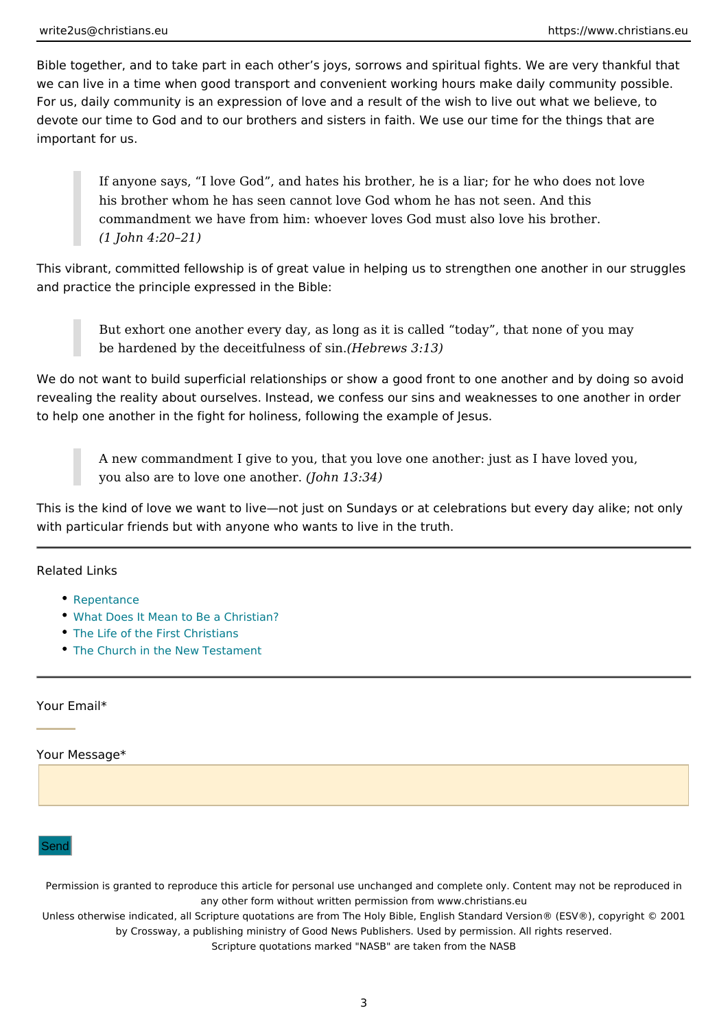Bible together, and to take part in each other's joys, sorrows and spiritual fights. We are very thankful that we can live in a time when good transport and convenient working hours make daily community possible. For us, daily community is an expression of love and a result of the wish to live out what we believe, to devote our time to God and to our brothers and sisters in faith. We use our time for the things that are important for us.

> If anyone says, "I love God", and hates his brother, he is a liar; for he who does not love his brother whom he has seen cannot love God whom he has not seen. And this commandment we have from him: whoever loves God must also love his brother. *(1 John 4:20–21)*

This vibrant, committed fellowship is of great value in helping us to strengthen one another in our struggles and practice the principle expressed in the Bible:

> But exhort one another every day, as long as it is called "today", that none of you may be hardened by the deceitfulness of sin.*(Hebrews 3:13)*

We do not want to build superficial relationships or show a good front to one another and by doing so avoid revealing the reality about ourselves. Instead, we confess our sins and weaknesses to one another in order to help one another in the fight for holiness, following the example of Jesus.

> A new commandment I give to you, that you love one another: just as I have loved you, you also are to love one another. *(John 13:34)*

This is the kind of love we want to live—not just on Sundays or at celebrations but every day alike; not only with particular friends but with anyone who wants to live in the truth.

---

Related Links

- Repentance
- What Does It Mean to Be a Christian?
- The Life of the First Christians
- The Church in the New Testament

---

Your Email*

Your Message*

Send

Permission is granted to reproduce this article for personal use unchanged and complete only. Content may not be reproduced in any other form without written permission from www.christians.eu

Unless otherwise indicated, all Scripture quotations are from The Holy Bible, English Standard Version® (ESV®), copyright © 2001 by Crossway, a publishing ministry of Good News Publishers. Used by permission. All rights reserved.

Scripture quotations marked "NASB" are taken from the NASB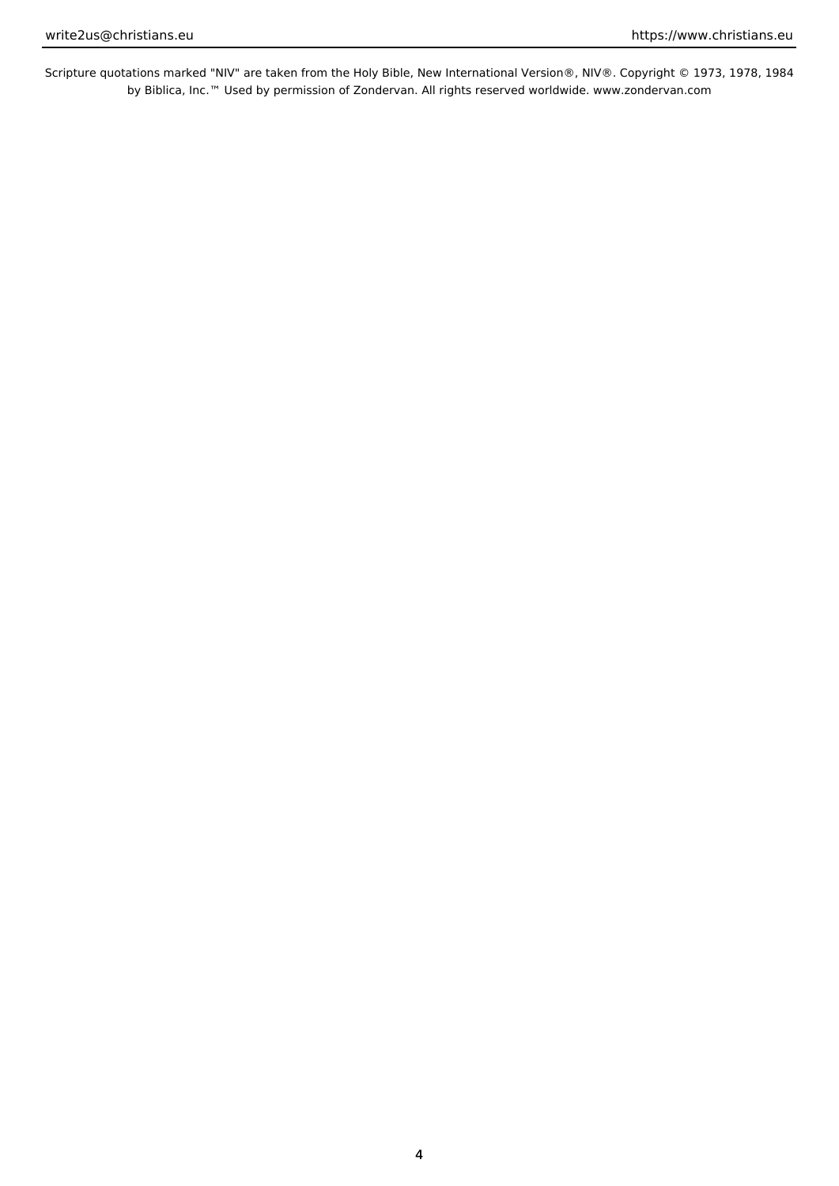Scripture quotations marked "NIV" are taken from the Holy Bible, New International Version®, NIV®. Copyright © 1973, 1978, 1984 by Biblica, Inc.™ Used by permission of Zondervan. All rights reserved worldwide. www.zondervan.com